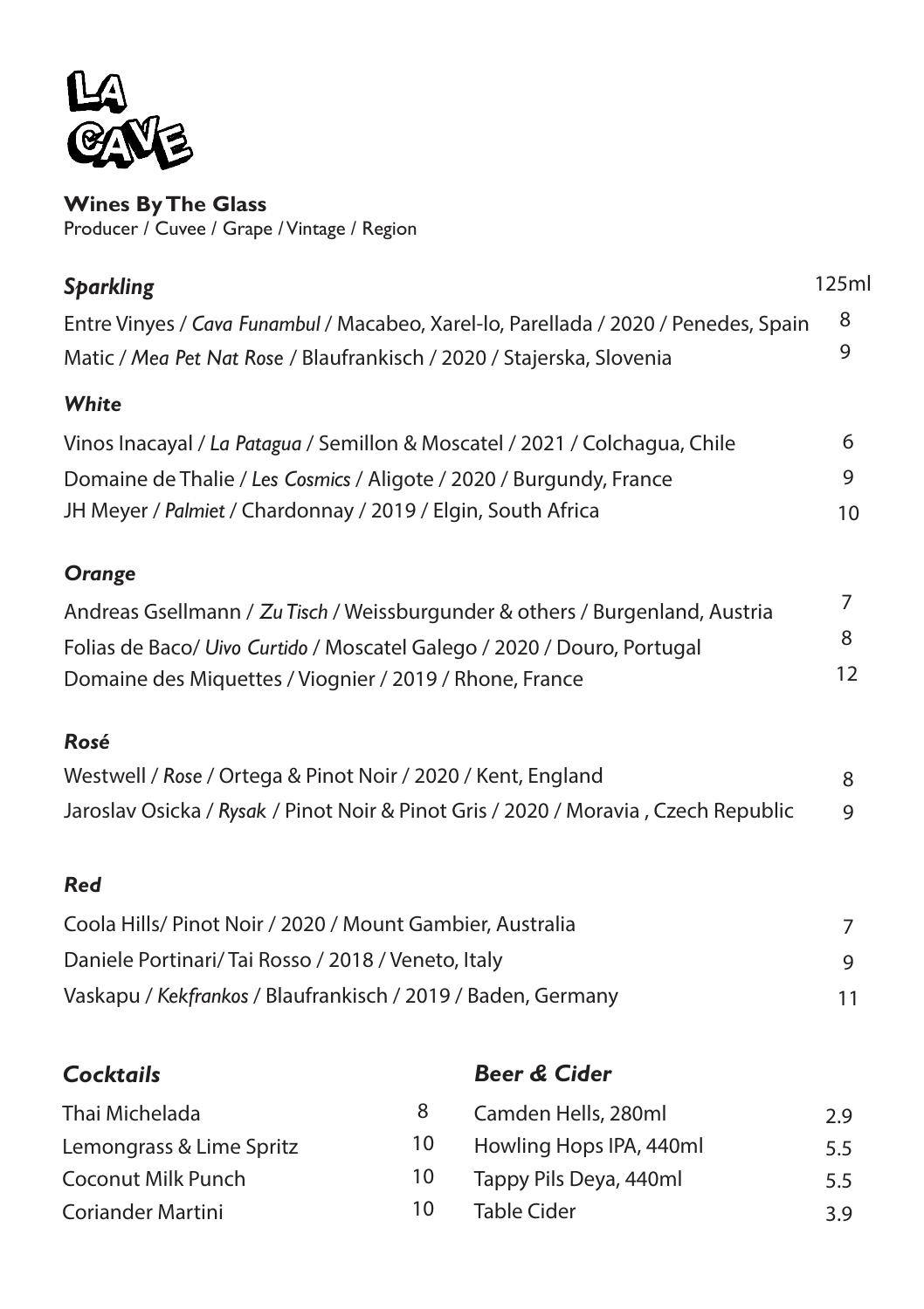# LA CAVE

**Wines By The Glass**
Producer / Cuvee / Grape / Vintage / Region

| ***Sparkling*** | 125ml |
|---|---|
| Entre Vinyes / *Cava Funambul* / Macabeo, Xarel-lo, Parellada / 2020 / Penedes, Spain | 8 |
| Matic / *Mea Pet Nat Rose* / Blaufrankisch / 2020 / Stajerska, Slovenia | 9 |
| ***White*** | |
| Vinos Inacayal / *La Patagua* / Semillon & Moscatel / 2021 / Colchagua, Chile | 6 |
| Domaine de Thalie / *Les Cosmics* / Aligote / 2020 / Burgundy, France | 9 |
| JH Meyer / *Palmiet* / Chardonnay / 2019 / Elgin, South Africa | 10 |
| ***Orange*** | |
| Andreas Gsellmann / *Zu Tisch* / Weissburgunder & others / Burgenland, Austria | 7 |
| Folias de Baco/ *Uivo Curtido* / Moscatel Galego / 2020 / Douro, Portugal | 8 |
| Domaine des Miquettes / Viognier / 2019 / Rhone, France | 12 |
| ***Rosé*** | |
| Westwell / *Rose* / Ortega & Pinot Noir / 2020 / Kent, England | 8 |
| Jaroslav Osicka / *Rysak* / Pinot Noir & Pinot Gris / 2020 / Moravia , Czech Republic | 9 |
| ***Red*** | |
| Coola Hills/ Pinot Noir / 2020 / Mount Gambier, Australia | 7 |
| Daniele Portinari/ Tai Rosso / 2018 / Veneto, Italy | 9 |
| Vaskapu / *Kekfrankos* / Blaufrankisch / 2019 / Baden, Germany | 11 |

### *Cocktails*

| | |
|---|---|
| Thai Michelada | 8 |
| Lemongrass & Lime Spritz | 10 |
| Coconut Milk Punch | 10 |
| Coriander Martini | 10 |

### *Beer & Cider*

| | |
|---|---|
| Camden Hells, 280ml | 2.9 |
| Howling Hops IPA, 440ml | 5.5 |
| Tappy Pils Deya, 440ml | 5.5 |
| Table Cider | 3.9 |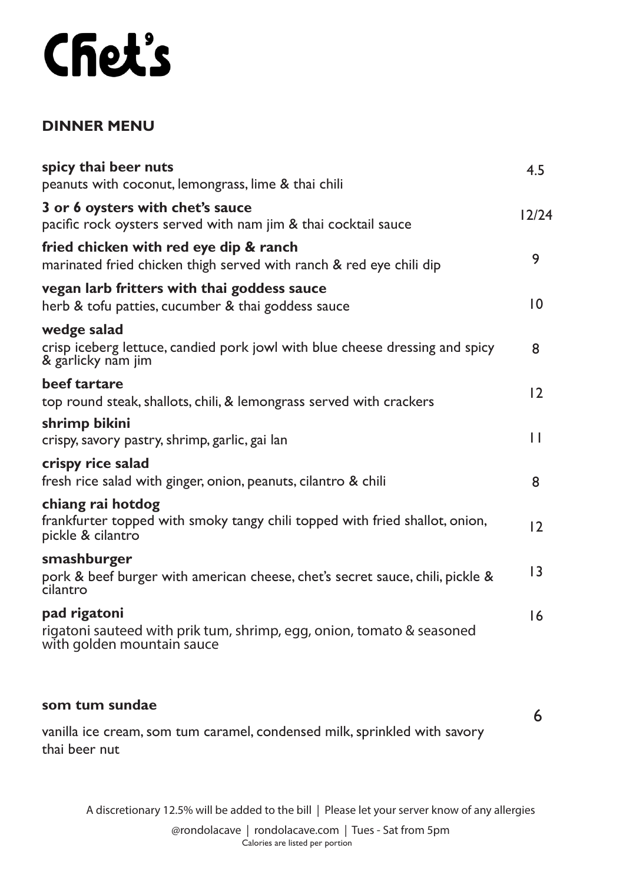# Chet's

## DINNER MENU

**spicy thai beer nuts** — 4.5
peanuts with coconut, lemongrass, lime & thai chili

**3 or 6 oysters with chet's sauce** — 12/24
pacific rock oysters served with nam jim & thai cocktail sauce

**fried chicken with red eye dip & ranch** — 9
marinated fried chicken thigh served with ranch & red eye chili dip

**vegan larb fritters with thai goddess sauce** — 10
herb & tofu patties, cucumber & thai goddess sauce

**wedge salad** — 8
crisp iceberg lettuce, candied pork jowl with blue cheese dressing and spicy & garlicky nam jim

**beef tartare** — 12
top round steak, shallots, chili, & lemongrass served with crackers

**shrimp bikini** — 11
crispy, savory pastry, shrimp, garlic, gai lan

**crispy rice salad** — 8
fresh rice salad with ginger, onion, peanuts, cilantro & chili

**chiang rai hotdog** — 12
frankfurter topped with smoky tangy chili topped with fried shallot, onion, pickle & cilantro

**smashburger** — 13
pork & beef burger with american cheese, chet's secret sauce, chili, pickle & cilantro

**pad rigatoni** — 16
rigatoni sauteed with prik tum, shrimp, egg, onion, tomato & seasoned with golden mountain sauce

**som tum sundae** — 6
vanilla ice cream, som tum caramel, condensed milk, sprinkled with savory thai beer nut

A discretionary 12.5% will be added to the bill | Please let your server know of any allergies

@rondolacave | rondolacave.com | Tues - Sat from 5pm

Calories are listed per portion